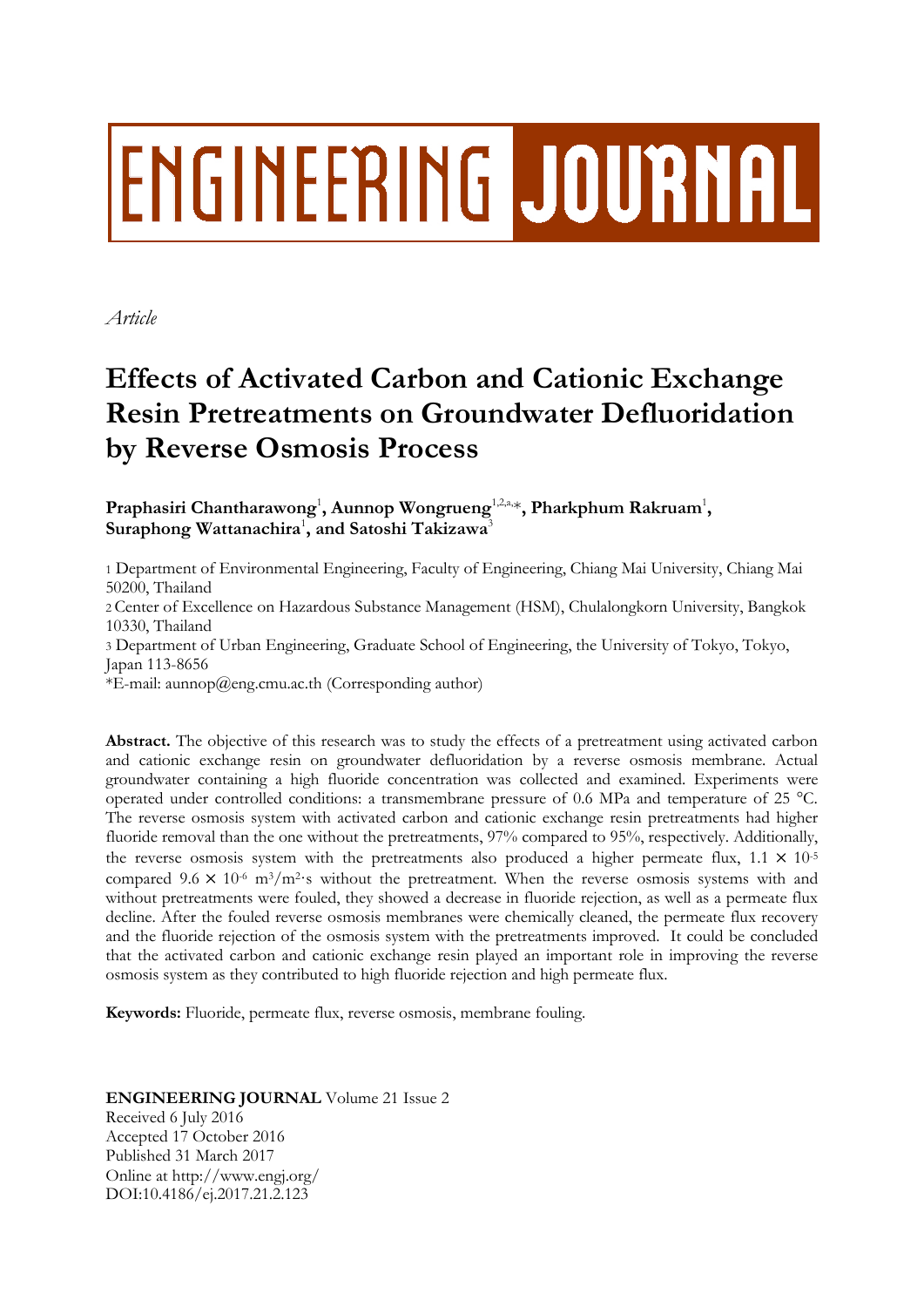# ENGINEERING JOURNAL

*Article*

# Effects of Activated Carbon and Cationic Exchange Resin Pretreatments on Groundwater Defluoridation by Reverse Osmosis Process

**Praphasiri Chantharawong[1], Aunnop Wongrueng[1,2,a,*], Pharkphum Rakruam[1], Suraphong Wattanachira[1], and Satoshi Takizawa[3]**

1 Department of Environmental Engineering, Faculty of Engineering, Chiang Mai University, Chiang Mai 50200, Thailand

2 Center of Excellence on Hazardous Substance Management (HSM), Chulalongkorn University, Bangkok 10330, Thailand

3 Department of Urban Engineering, Graduate School of Engineering, the University of Tokyo, Tokyo, Japan 113-8656

*E-mail: aunnop@eng.cmu.ac.th (Corresponding author)

**Abstract.** The objective of this research was to study the effects of a pretreatment using activated carbon and cationic exchange resin on groundwater defluoridation by a reverse osmosis membrane. Actual groundwater containing a high fluoride concentration was collected and examined. Experiments were operated under controlled conditions: a transmembrane pressure of 0.6 MPa and temperature of 25 °C. The reverse osmosis system with activated carbon and cationic exchange resin pretreatments had higher fluoride removal than the one without the pretreatments, 97% compared to 95%, respectively. Additionally, the reverse osmosis system with the pretreatments also produced a higher permeate flux, $1.1 \times 10^{-5}$ compared $9.6 \times 10^{-6}$ $m^3/m^2 \cdot s$ without the pretreatment. When the reverse osmosis systems with and without pretreatments were fouled, they showed a decrease in fluoride rejection, as well as a permeate flux decline. After the fouled reverse osmosis membranes were chemically cleaned, the permeate flux recovery and the fluoride rejection of the osmosis system with the pretreatments improved. It could be concluded that the activated carbon and cationic exchange resin played an important role in improving the reverse osmosis system as they contributed to high fluoride rejection and high permeate flux.

**Keywords:** Fluoride, permeate flux, reverse osmosis, membrane fouling.

**ENGINEERING JOURNAL** Volume 21 Issue 2
Received 6 July 2016
Accepted 17 October 2016
Published 31 March 2017
Online at http://www.engj.org/
DOI:10.4186/ej.2017.21.2.123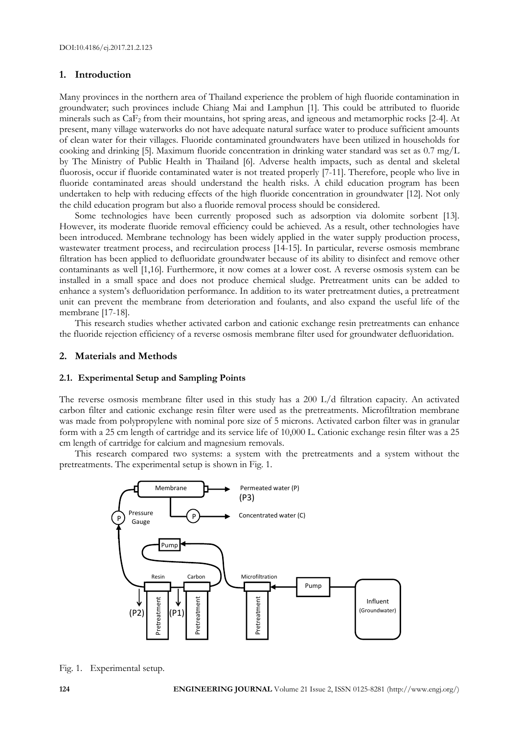## 1. Introduction

Many provinces in the northern area of Thailand experience the problem of high fluoride contamination in groundwater; such provinces include Chiang Mai and Lamphun [1]. This could be attributed to fluoride minerals such as $CaF_2$ from their mountains, hot spring areas, and igneous and metamorphic rocks [2-4]. At present, many village waterworks do not have adequate natural surface water to produce sufficient amounts of clean water for their villages. Fluoride contaminated groundwaters have been utilized in households for cooking and drinking [5]. Maximum fluoride concentration in drinking water standard was set as 0.7 mg/L by The Ministry of Public Health in Thailand [6]. Adverse health impacts, such as dental and skeletal fluorosis, occur if fluoride contaminated water is not treated properly [7-11]. Therefore, people who live in fluoride contaminated areas should understand the health risks. A child education program has been undertaken to help with reducing effects of the high fluoride concentration in groundwater [12]. Not only the child education program but also a fluoride removal process should be considered.

Some technologies have been currently proposed such as adsorption via dolomite sorbent [13]. However, its moderate fluoride removal efficiency could be achieved. As a result, other technologies have been introduced. Membrane technology has been widely applied in the water supply production process, wastewater treatment process, and recirculation process [14-15]. In particular, reverse osmosis membrane filtration has been applied to defluoridate groundwater because of its ability to disinfect and remove other contaminants as well [1,16]. Furthermore, it now comes at a lower cost. A reverse osmosis system can be installed in a small space and does not produce chemical sludge. Pretreatment units can be added to enhance a system's defluoridation performance. In addition to its water pretreatment duties, a pretreatment unit can prevent the membrane from deterioration and foulants, and also expand the useful life of the membrane [17-18].

This research studies whether activated carbon and cationic exchange resin pretreatments can enhance the fluoride rejection efficiency of a reverse osmosis membrane filter used for groundwater defluoridation.

## 2. Materials and Methods

### 2.1. Experimental Setup and Sampling Points

The reverse osmosis membrane filter used in this study has a 200 L/d filtration capacity. An activated carbon filter and cationic exchange resin filter were used as the pretreatments. Microfiltration membrane was made from polypropylene with nominal pore size of 5 microns. Activated carbon filter was in granular form with a 25 cm length of cartridge and its service life of 10,000 L. Cationic exchange resin filter was a 25 cm length of cartridge for calcium and magnesium removals.

This research compared two systems: a system with the pretreatments and a system without the pretreatments. The experimental setup is shown in Fig. 1.

Fig. 1. Experimental setup.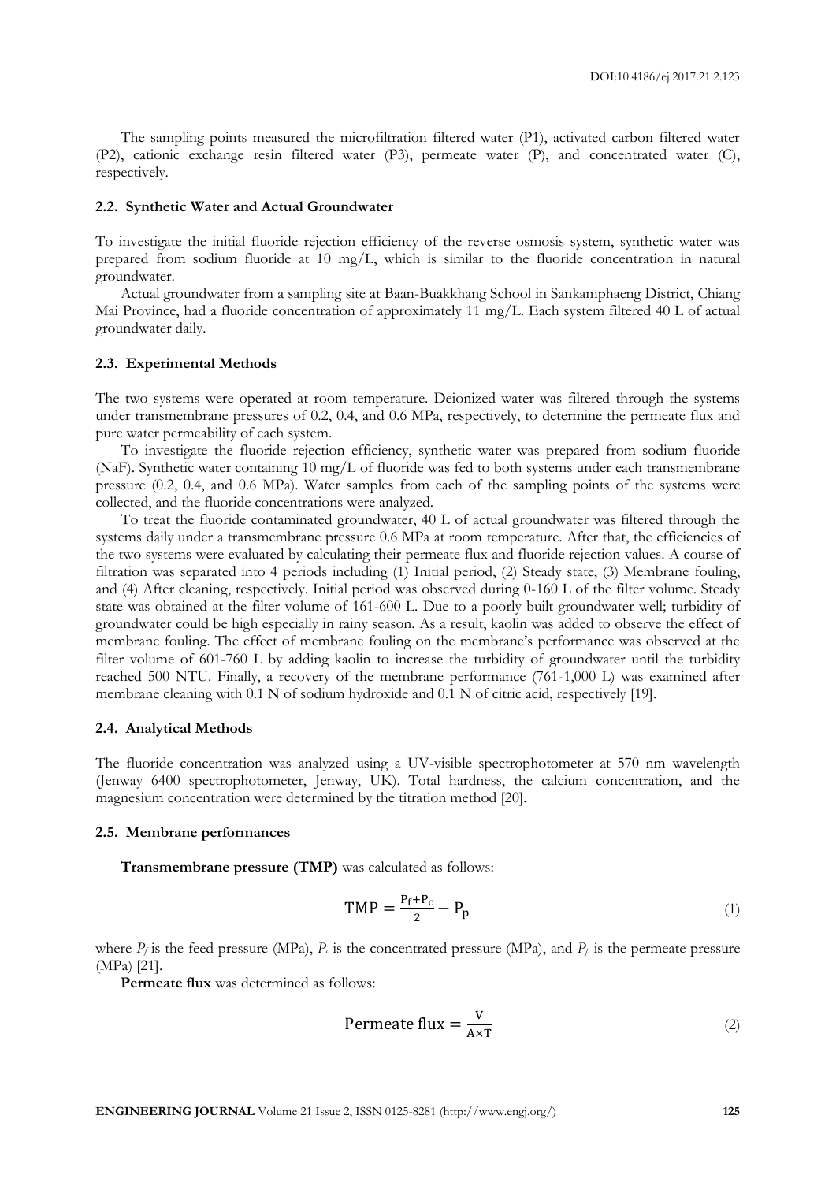The sampling points measured the microfiltration filtered water (P1), activated carbon filtered water (P2), cationic exchange resin filtered water (P3), permeate water (P), and concentrated water (C), respectively.

### 2.2. Synthetic Water and Actual Groundwater

To investigate the initial fluoride rejection efficiency of the reverse osmosis system, synthetic water was prepared from sodium fluoride at 10 mg/L, which is similar to the fluoride concentration in natural groundwater.

Actual groundwater from a sampling site at Baan-Buakkhang School in Sankamphaeng District, Chiang Mai Province, had a fluoride concentration of approximately 11 mg/L. Each system filtered 40 L of actual groundwater daily.

### 2.3. Experimental Methods

The two systems were operated at room temperature. Deionized water was filtered through the systems under transmembrane pressures of 0.2, 0.4, and 0.6 MPa, respectively, to determine the permeate flux and pure water permeability of each system.

To investigate the fluoride rejection efficiency, synthetic water was prepared from sodium fluoride (NaF). Synthetic water containing 10 mg/L of fluoride was fed to both systems under each transmembrane pressure (0.2, 0.4, and 0.6 MPa). Water samples from each of the sampling points of the systems were collected, and the fluoride concentrations were analyzed.

To treat the fluoride contaminated groundwater, 40 L of actual groundwater was filtered through the systems daily under a transmembrane pressure 0.6 MPa at room temperature. After that, the efficiencies of the two systems were evaluated by calculating their permeate flux and fluoride rejection values. A course of filtration was separated into 4 periods including (1) Initial period, (2) Steady state, (3) Membrane fouling, and (4) After cleaning, respectively. Initial period was observed during 0-160 L of the filter volume. Steady state was obtained at the filter volume of 161-600 L. Due to a poorly built groundwater well; turbidity of groundwater could be high especially in rainy season. As a result, kaolin was added to observe the effect of membrane fouling. The effect of membrane fouling on the membrane's performance was observed at the filter volume of 601-760 L by adding kaolin to increase the turbidity of groundwater until the turbidity reached 500 NTU. Finally, a recovery of the membrane performance (761-1,000 L) was examined after membrane cleaning with 0.1 N of sodium hydroxide and 0.1 N of citric acid, respectively [19].

### 2.4. Analytical Methods

The fluoride concentration was analyzed using a UV-visible spectrophotometer at 570 nm wavelength (Jenway 6400 spectrophotometer, Jenway, UK). Total hardness, the calcium concentration, and the magnesium concentration were determined by the titration method [20].

### 2.5. Membrane performances

**Transmembrane pressure (TMP)** was calculated as follows:

$$\mathrm{TMP} = \frac{P_f + P_c}{2} - P_p \tag{1}$$

where $P_f$ is the feed pressure (MPa), $P_c$ is the concentrated pressure (MPa), and $P_p$ is the permeate pressure (MPa) [21].

**Permeate flux** was determined as follows:

$$\text{Permeate flux} = \frac{V}{A \times T} \tag{2}$$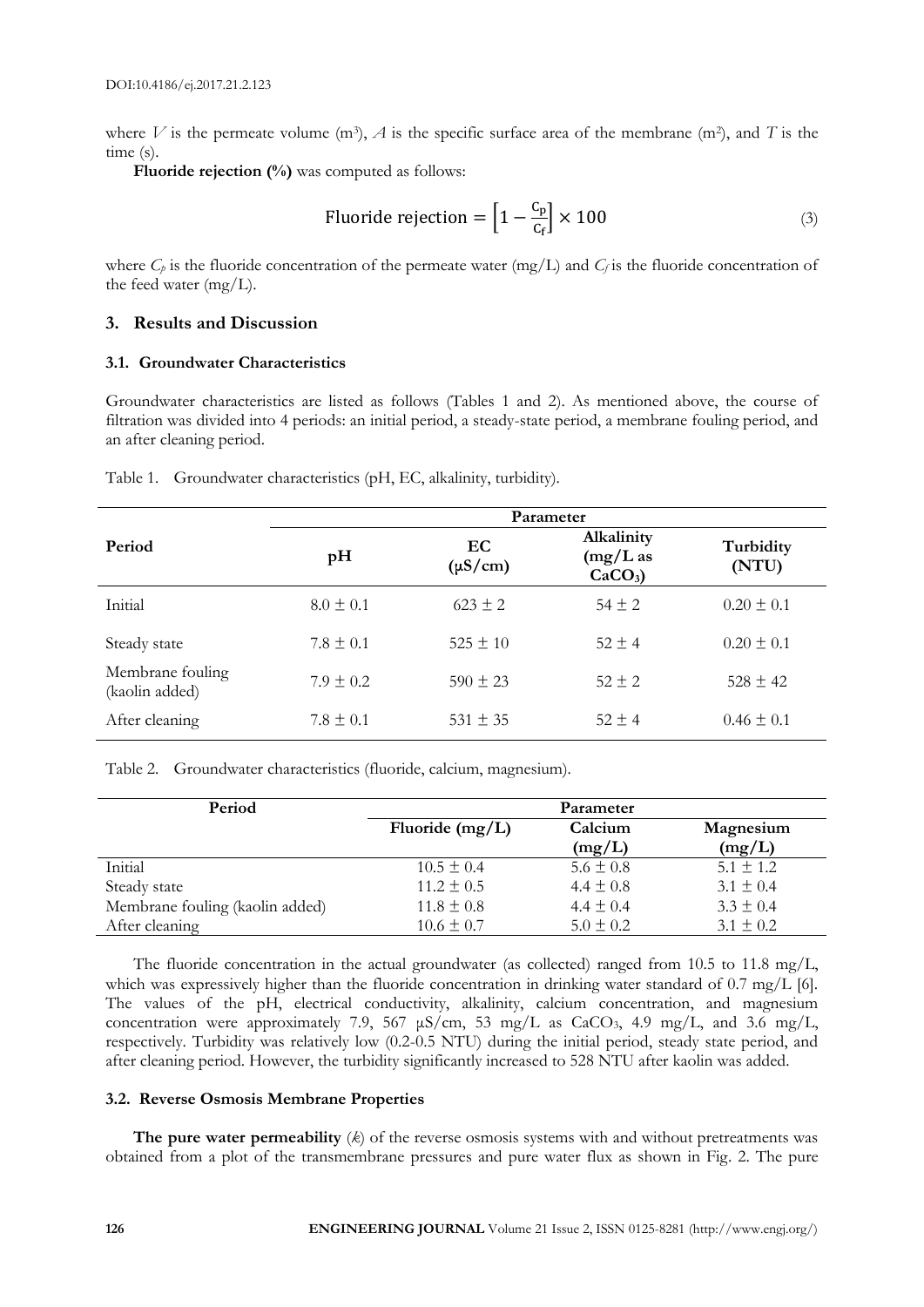where $V$ is the permeate volume (m[3]), $A$ is the specific surface area of the membrane (m[2]), and $T$ is the time (s).

**Fluoride rejection (%)** was computed as follows:

$$\text{Fluoride rejection} = \left[1 - \frac{C_p}{C_f}\right] \times 100 \tag{3}$$

where $C_p$ is the fluoride concentration of the permeate water (mg/L) and $C_f$ is the fluoride concentration of the feed water (mg/L).

## 3. Results and Discussion

### 3.1. Groundwater Characteristics

Groundwater characteristics are listed as follows (Tables 1 and 2). As mentioned above, the course of filtration was divided into 4 periods: an initial period, a steady-state period, a membrane fouling period, and an after cleaning period.

Table 1. Groundwater characteristics (pH, EC, alkalinity, turbidity).

| Period | Parameter | | | |
|---|---|---|---|---|
| | **pH** | **EC (μS/cm)** | **Alkalinity (mg/L as $CaCO_3$)** | **Turbidity (NTU)** |
| Initial | 8.0 ± 0.1 | 623 ± 2 | 54 ± 2 | 0.20 ± 0.1 |
| Steady state | 7.8 ± 0.1 | 525 ± 10 | 52 ± 4 | 0.20 ± 0.1 |
| Membrane fouling (kaolin added) | 7.9 ± 0.2 | 590 ± 23 | 52 ± 2 | 528 ± 42 |
| After cleaning | 7.8 ± 0.1 | 531 ± 35 | 52 ± 4 | 0.46 ± 0.1 |

Table 2. Groundwater characteristics (fluoride, calcium, magnesium).

| Period | Parameter | | |
|---|---|---|---|
| | **Fluoride (mg/L)** | **Calcium (mg/L)** | **Magnesium (mg/L)** |
| Initial | 10.5 ± 0.4 | 5.6 ± 0.8 | 5.1 ± 1.2 |
| Steady state | 11.2 ± 0.5 | 4.4 ± 0.8 | 3.1 ± 0.4 |
| Membrane fouling (kaolin added) | 11.8 ± 0.8 | 4.4 ± 0.4 | 3.3 ± 0.4 |
| After cleaning | 10.6 ± 0.7 | 5.0 ± 0.2 | 3.1 ± 0.2 |

The fluoride concentration in the actual groundwater (as collected) ranged from 10.5 to 11.8 mg/L, which was expressively higher than the fluoride concentration in drinking water standard of 0.7 mg/L [6]. The values of the pH, electrical conductivity, alkalinity, calcium concentration, and magnesium concentration were approximately 7.9, 567 μS/cm, 53 mg/L as $CaCO_3$, 4.9 mg/L, and 3.6 mg/L, respectively. Turbidity was relatively low (0.2-0.5 NTU) during the initial period, steady state period, and after cleaning period. However, the turbidity significantly increased to 528 NTU after kaolin was added.

### 3.2. Reverse Osmosis Membrane Properties

**The pure water permeability** ($k$) of the reverse osmosis systems with and without pretreatments was obtained from a plot of the transmembrane pressures and pure water flux as shown in Fig. 2. The pure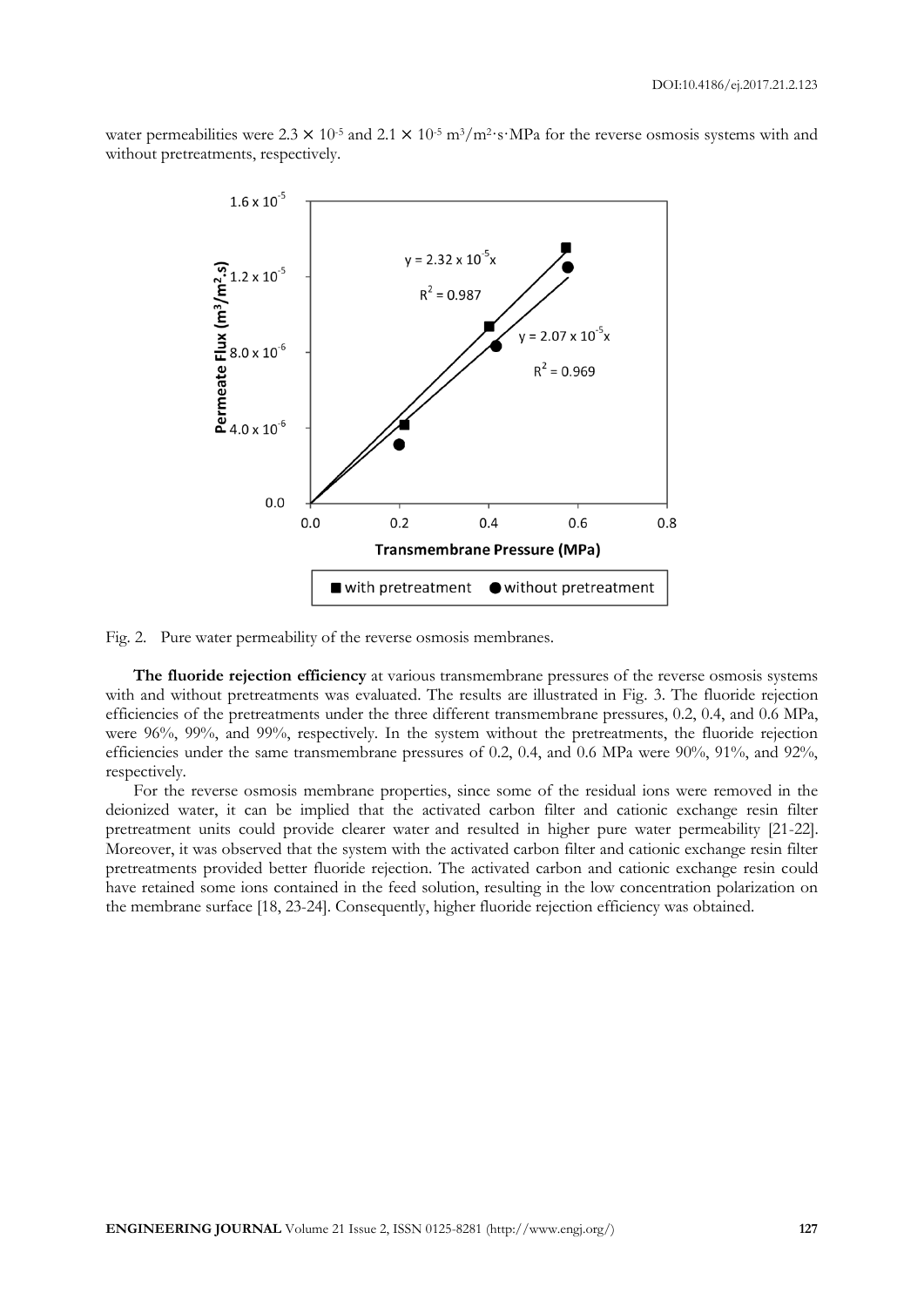water permeabilities were $2.3 \times 10^{-5}$ and $2.1 \times 10^{-5}$ $m^3/m^2 \cdot s \cdot MPa$ for the reverse osmosis systems with and without pretreatments, respectively.

Fig. 2. Pure water permeability of the reverse osmosis membranes.

**The fluoride rejection efficiency** at various transmembrane pressures of the reverse osmosis systems with and without pretreatments was evaluated. The results are illustrated in Fig. 3. The fluoride rejection efficiencies of the pretreatments under the three different transmembrane pressures, 0.2, 0.4, and 0.6 MPa, were 96%, 99%, and 99%, respectively. In the system without the pretreatments, the fluoride rejection efficiencies under the same transmembrane pressures of 0.2, 0.4, and 0.6 MPa were 90%, 91%, and 92%, respectively.

For the reverse osmosis membrane properties, since some of the residual ions were removed in the deionized water, it can be implied that the activated carbon filter and cationic exchange resin filter pretreatment units could provide clearer water and resulted in higher pure water permeability [21-22]. Moreover, it was observed that the system with the activated carbon filter and cationic exchange resin filter pretreatments provided better fluoride rejection. The activated carbon and cationic exchange resin could have retained some ions contained in the feed solution, resulting in the low concentration polarization on the membrane surface [18, 23-24]. Consequently, higher fluoride rejection efficiency was obtained.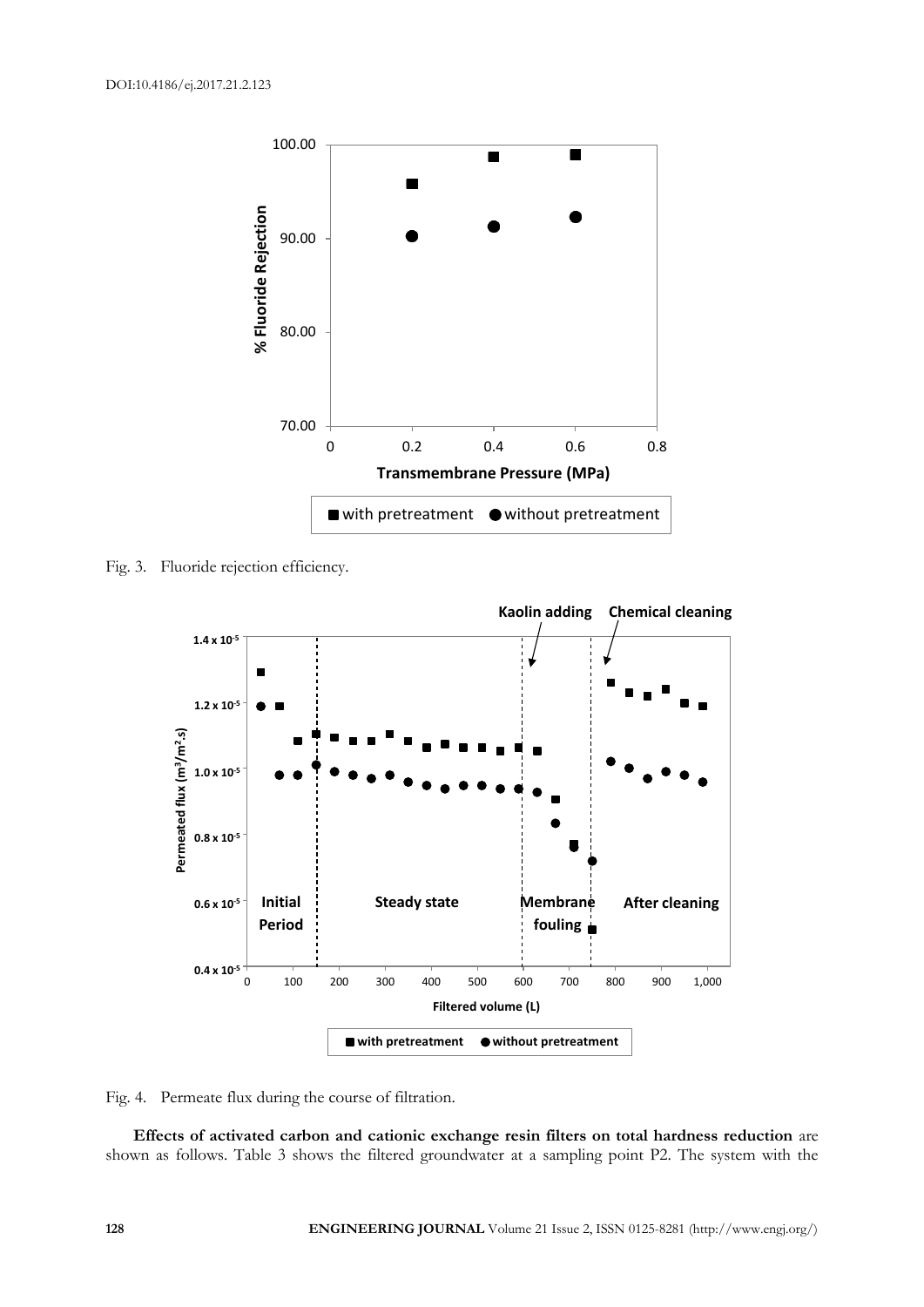Fig. 3. Fluoride rejection efficiency.

Fig. 4. Permeate flux during the course of filtration.

**Effects of activated carbon and cationic exchange resin filters on total hardness reduction** are shown as follows. Table 3 shows the filtered groundwater at a sampling point P2. The system with the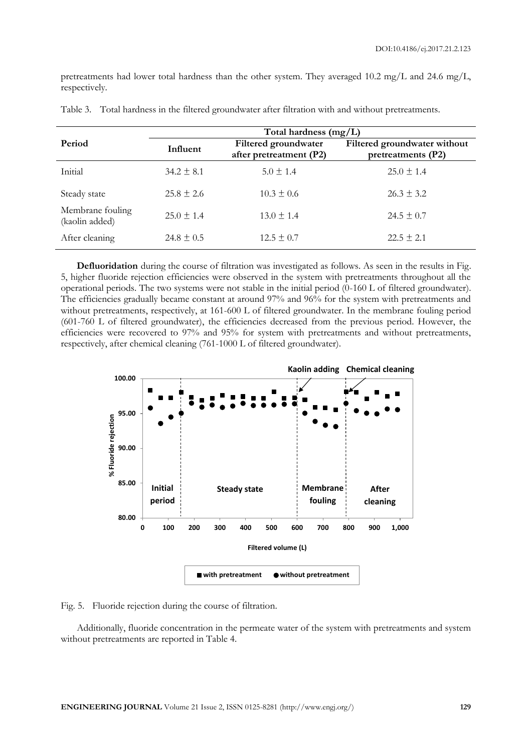pretreatments had lower total hardness than the other system. They averaged 10.2 mg/L and 24.6 mg/L, respectively.

Table 3. Total hardness in the filtered groundwater after filtration with and without pretreatments.

| Period | Total hardness (mg/L) | | |
|---|---|---|---|
| | Influent | Filtered groundwater after pretreatment (P2) | Filtered groundwater without pretreatments (P2) |
| Initial | $34.2 \pm 8.1$ | $5.0 \pm 1.4$ | $25.0 \pm 1.4$ |
| Steady state | $25.8 \pm 2.6$ | $10.3 \pm 0.6$ | $26.3 \pm 3.2$ |
| Membrane fouling (kaolin added) | $25.0 \pm 1.4$ | $13.0 \pm 1.4$ | $24.5 \pm 0.7$ |
| After cleaning | $24.8 \pm 0.5$ | $12.5 \pm 0.7$ | $22.5 \pm 2.1$ |

**Defluoridation** during the course of filtration was investigated as follows. As seen in the results in Fig. 5, higher fluoride rejection efficiencies were observed in the system with pretreatments throughout all the operational periods. The two systems were not stable in the initial period (0-160 L of filtered groundwater). The efficiencies gradually became constant at around 97% and 96% for the system with pretreatments and without pretreatments, respectively, at 161-600 L of filtered groundwater. In the membrane fouling period (601-760 L of filtered groundwater), the efficiencies decreased from the previous period. However, the efficiencies were recovered to 97% and 95% for system with pretreatments and without pretreatments, respectively, after chemical cleaning (761-1000 L of filtered groundwater).

Fig. 5. Fluoride rejection during the course of filtration.

Additionally, fluoride concentration in the permeate water of the system with pretreatments and system without pretreatments are reported in Table 4.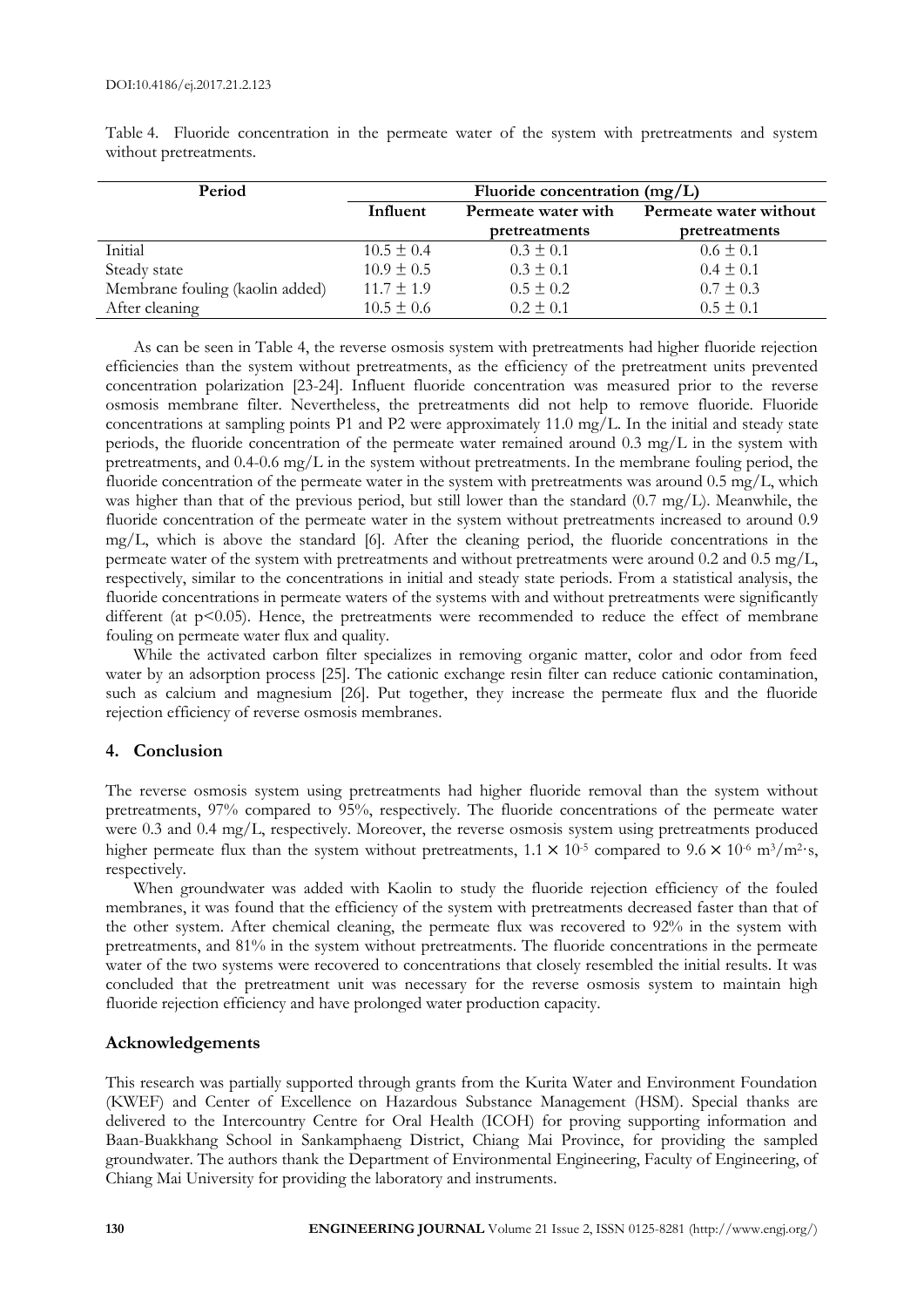Table 4. Fluoride concentration in the permeate water of the system with pretreatments and system without pretreatments.

| Period | Fluoride concentration (mg/L) | | |
|---|---|---|---|
| | Influent | Permeate water with pretreatments | Permeate water without pretreatments |
| Initial | 10.5 ± 0.4 | 0.3 ± 0.1 | 0.6 ± 0.1 |
| Steady state | 10.9 ± 0.5 | 0.3 ± 0.1 | 0.4 ± 0.1 |
| Membrane fouling (kaolin added) | 11.7 ± 1.9 | 0.5 ± 0.2 | 0.7 ± 0.3 |
| After cleaning | 10.5 ± 0.6 | 0.2 ± 0.1 | 0.5 ± 0.1 |

As can be seen in Table 4, the reverse osmosis system with pretreatments had higher fluoride rejection efficiencies than the system without pretreatments, as the efficiency of the pretreatment units prevented concentration polarization [23-24]. Influent fluoride concentration was measured prior to the reverse osmosis membrane filter. Nevertheless, the pretreatments did not help to remove fluoride. Fluoride concentrations at sampling points P1 and P2 were approximately 11.0 mg/L. In the initial and steady state periods, the fluoride concentration of the permeate water remained around 0.3 mg/L in the system with pretreatments, and 0.4-0.6 mg/L in the system without pretreatments. In the membrane fouling period, the fluoride concentration of the permeate water in the system with pretreatments was around 0.5 mg/L, which was higher than that of the previous period, but still lower than the standard (0.7 mg/L). Meanwhile, the fluoride concentration of the permeate water in the system without pretreatments increased to around 0.9 mg/L, which is above the standard [6]. After the cleaning period, the fluoride concentrations in the permeate water of the system with pretreatments and without pretreatments were around 0.2 and 0.5 mg/L, respectively, similar to the concentrations in initial and steady state periods. From a statistical analysis, the fluoride concentrations in permeate waters of the systems with and without pretreatments were significantly different (at $p<0.05$). Hence, the pretreatments were recommended to reduce the effect of membrane fouling on permeate water flux and quality.

While the activated carbon filter specializes in removing organic matter, color and odor from feed water by an adsorption process [25]. The cationic exchange resin filter can reduce cationic contamination, such as calcium and magnesium [26]. Put together, they increase the permeate flux and the fluoride rejection efficiency of reverse osmosis membranes.

## 4. Conclusion

The reverse osmosis system using pretreatments had higher fluoride removal than the system without pretreatments, 97% compared to 95%, respectively. The fluoride concentrations of the permeate water were 0.3 and 0.4 mg/L, respectively. Moreover, the reverse osmosis system using pretreatments produced higher permeate flux than the system without pretreatments, $1.1 \times 10^{-5}$ compared to $9.6 \times 10^{-6}$ $m^3/m^2 \cdot s$, respectively.

When groundwater was added with Kaolin to study the fluoride rejection efficiency of the fouled membranes, it was found that the efficiency of the system with pretreatments decreased faster than that of the other system. After chemical cleaning, the permeate flux was recovered to 92% in the system with pretreatments, and 81% in the system without pretreatments. The fluoride concentrations in the permeate water of the two systems were recovered to concentrations that closely resembled the initial results. It was concluded that the pretreatment unit was necessary for the reverse osmosis system to maintain high fluoride rejection efficiency and have prolonged water production capacity.

## Acknowledgements

This research was partially supported through grants from the Kurita Water and Environment Foundation (KWEF) and Center of Excellence on Hazardous Substance Management (HSM). Special thanks are delivered to the Intercountry Centre for Oral Health (ICOH) for proving supporting information and Baan-Buakkhang School in Sankamphaeng District, Chiang Mai Province, for providing the sampled groundwater. The authors thank the Department of Environmental Engineering, Faculty of Engineering, of Chiang Mai University for providing the laboratory and instruments.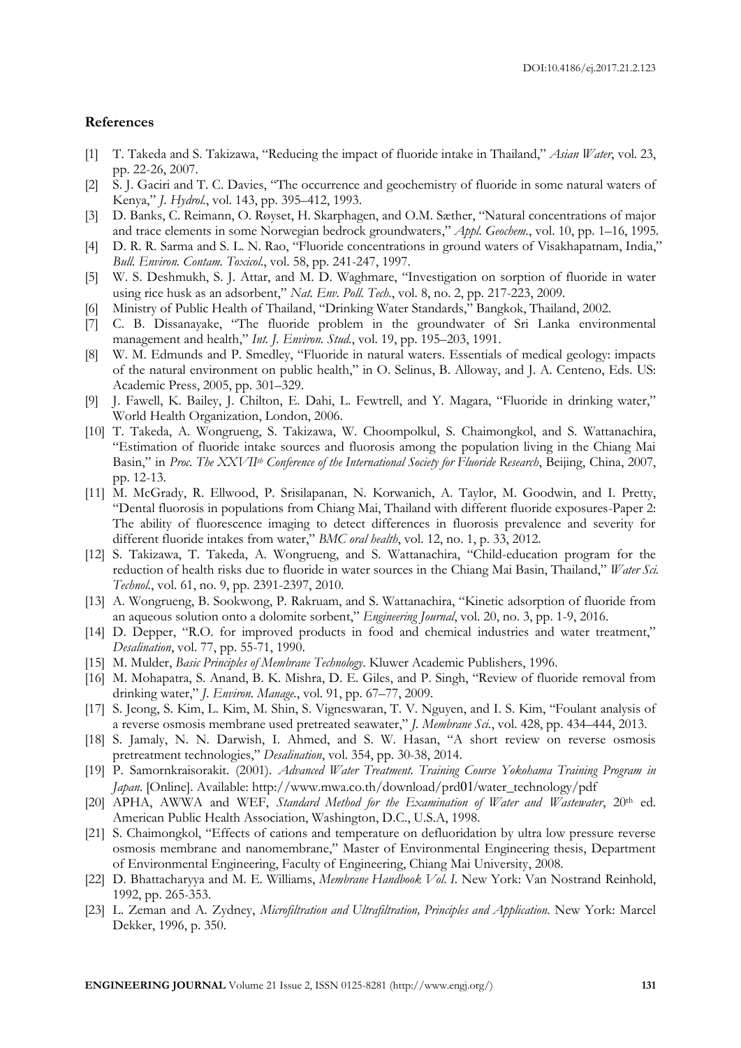## References

[1] T. Takeda and S. Takizawa, "Reducing the impact of fluoride intake in Thailand," *Asian Water*, vol. 23, pp. 22-26, 2007.

[2] S. J. Gaciri and T. C. Davies, "The occurrence and geochemistry of fluoride in some natural waters of Kenya," *J. Hydrol.*, vol. 143, pp. 395–412, 1993.

[3] D. Banks, C. Reimann, O. Røyset, H. Skarphagen, and O.M. Sæther, "Natural concentrations of major and trace elements in some Norwegian bedrock groundwaters," *Appl. Geochem.*, vol. 10, pp. 1–16, 1995.

[4] D. R. R. Sarma and S. L. N. Rao, "Fluoride concentrations in ground waters of Visakhapatnam, India," *Bull. Environ. Contam. Toxicol.*, vol. 58, pp. 241-247, 1997.

[5] W. S. Deshmukh, S. J. Attar, and M. D. Waghmare, "Investigation on sorption of fluoride in water using rice husk as an adsorbent," *Nat. Env. Poll. Tech.*, vol. 8, no. 2, pp. 217-223, 2009.

[6] Ministry of Public Health of Thailand, "Drinking Water Standards," Bangkok, Thailand, 2002.

[7] C. B. Dissanayake, "The fluoride problem in the groundwater of Sri Lanka environmental management and health," *Int. J. Environ. Stud.*, vol. 19, pp. 195–203, 1991.

[8] W. M. Edmunds and P. Smedley, "Fluoride in natural waters. Essentials of medical geology: impacts of the natural environment on public health," in O. Selinus, B. Alloway, and J. A. Centeno, Eds. US: Academic Press, 2005, pp. 301–329.

[9] J. Fawell, K. Bailey, J. Chilton, E. Dahi, L. Fewtrell, and Y. Magara, "Fluoride in drinking water," World Health Organization, London, 2006.

[10] T. Takeda, A. Wongrueng, S. Takizawa, W. Choompolkul, S. Chaimongkol, and S. Wattanachira, "Estimation of fluoride intake sources and fluorosis among the population living in the Chiang Mai Basin," in *Proc. The XXVII*th *Conference of the International Society for Fluoride Research*, Beijing, China, 2007, pp. 12-13.

[11] M. McGrady, R. Ellwood, P. Srisilapanan, N. Korwanich, A. Taylor, M. Goodwin, and I. Pretty, "Dental fluorosis in populations from Chiang Mai, Thailand with different fluoride exposures-Paper 2: The ability of fluorescence imaging to detect differences in fluorosis prevalence and severity for different fluoride intakes from water," *BMC oral health*, vol. 12, no. 1, p. 33, 2012.

[12] S. Takizawa, T. Takeda, A. Wongrueng, and S. Wattanachira, "Child-education program for the reduction of health risks due to fluoride in water sources in the Chiang Mai Basin, Thailand," *Water Sci. Technol.*, vol. 61, no. 9, pp. 2391-2397, 2010.

[13] A. Wongrueng, B. Sookwong, P. Rakruam, and S. Wattanachira, "Kinetic adsorption of fluoride from an aqueous solution onto a dolomite sorbent," *Engineering Journal*, vol. 20, no. 3, pp. 1-9, 2016.

[14] D. Depper, "R.O. for improved products in food and chemical industries and water treatment," *Desalination*, vol. 77, pp. 55-71, 1990.

[15] M. Mulder, *Basic Principles of Membrane Technology*. Kluwer Academic Publishers, 1996.

[16] M. Mohapatra, S. Anand, B. K. Mishra, D. E. Giles, and P. Singh, "Review of fluoride removal from drinking water," *J. Environ. Manage.*, vol. 91, pp. 67–77, 2009.

[17] S. Jeong, S. Kim, L. Kim, M. Shin, S. Vigneswaran, T. V. Nguyen, and I. S. Kim, "Foulant analysis of a reverse osmosis membrane used pretreated seawater," *J. Membrane Sci.*, vol. 428, pp. 434–444, 2013.

[18] S. Jamaly, N. N. Darwish, I. Ahmed, and S. W. Hasan, "A short review on reverse osmosis pretreatment technologies," *Desalination*, vol. 354, pp. 30-38, 2014.

[19] P. Samornkraisorakit. (2001). *Advanced Water Treatment. Training Course Yokohama Training Program in Japan*. [Online]. Available: http://www.mwa.co.th/download/prd01/water_technology/pdf

[20] APHA, AWWA and WEF, *Standard Method for the Examination of Water and Wastewater*, 20th ed. American Public Health Association, Washington, D.C., U.S.A, 1998.

[21] S. Chaimongkol, "Effects of cations and temperature on defluoridation by ultra low pressure reverse osmosis membrane and nanomembrane," Master of Environmental Engineering thesis, Department of Environmental Engineering, Faculty of Engineering, Chiang Mai University, 2008.

[22] D. Bhattacharyya and M. E. Williams, *Membrane Handbook Vol. I*. New York: Van Nostrand Reinhold, 1992, pp. 265-353.

[23] L. Zeman and A. Zydney, *Microfiltration and Ultrafiltration, Principles and Application*. New York: Marcel Dekker, 1996, p. 350.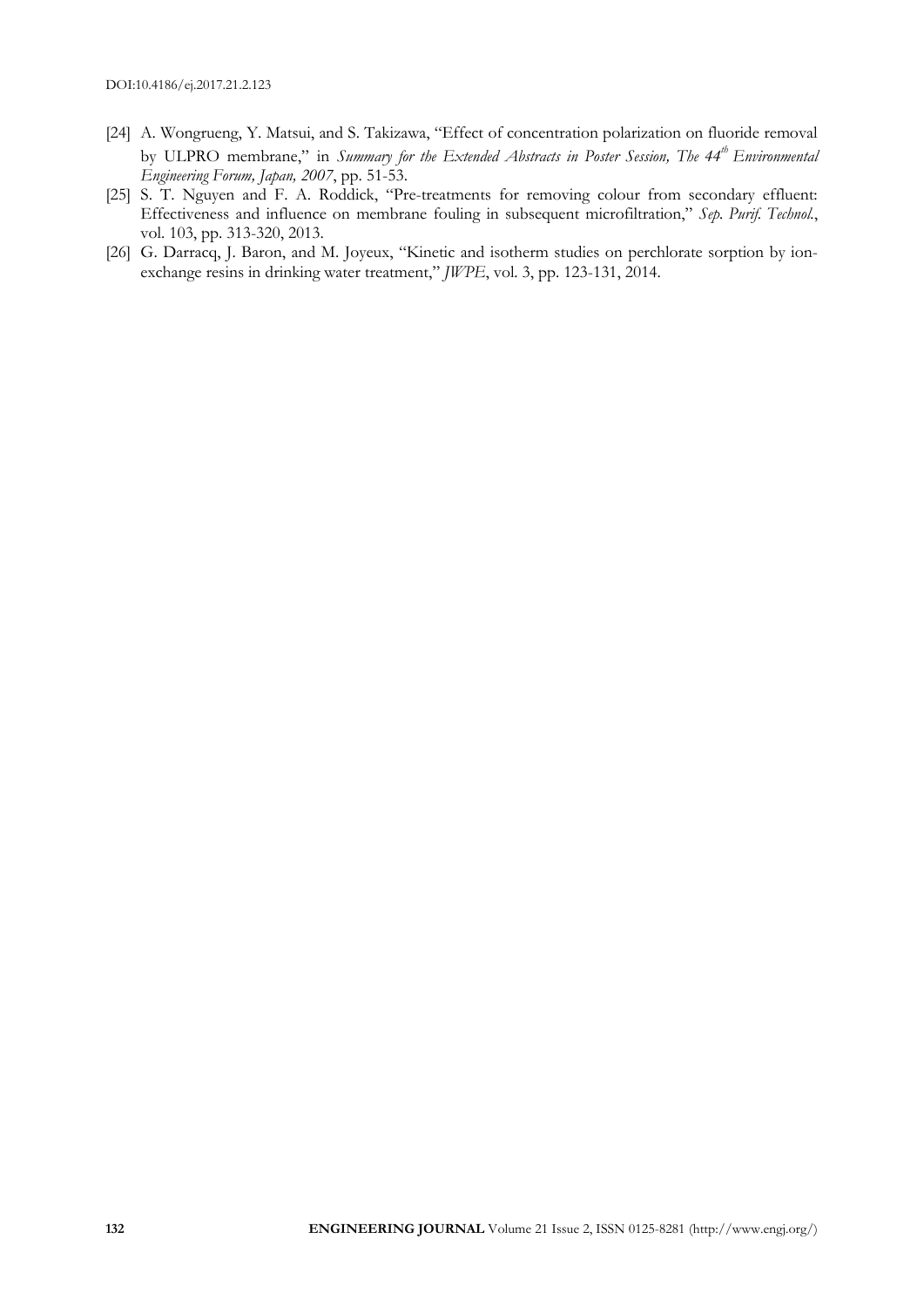[24] A. Wongrueng, Y. Matsui, and S. Takizawa, "Effect of concentration polarization on fluoride removal by ULPRO membrane," in *Summary for the Extended Abstracts in Poster Session, The 44th Environmental Engineering Forum, Japan, 2007*, pp. 51-53.

[25] S. T. Nguyen and F. A. Roddick, "Pre-treatments for removing colour from secondary effluent: Effectiveness and influence on membrane fouling in subsequent microfiltration," *Sep. Purif. Technol.*, vol. 103, pp. 313-320, 2013.

[26] G. Darracq, J. Baron, and M. Joyeux, "Kinetic and isotherm studies on perchlorate sorption by ion-exchange resins in drinking water treatment," *JWPE*, vol. 3, pp. 123-131, 2014.